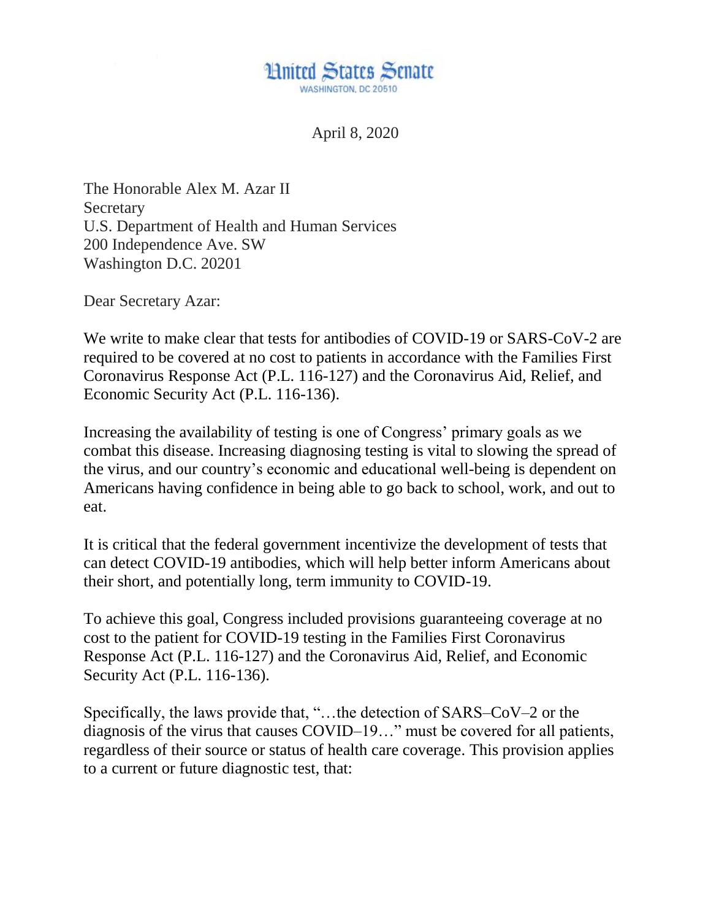United States Senate

WASHINGTON, DC 20510

April 8, 2020

The Honorable Alex M. Azar II
Secretary
U.S. Department of Health and Human Services
200 Independence Ave. SW
Washington D.C. 20201

Dear Secretary Azar:

We write to make clear that tests for antibodies of COVID-19 or SARS-CoV-2 are required to be covered at no cost to patients in accordance with the Families First Coronavirus Response Act (P.L. 116-127) and the Coronavirus Aid, Relief, and Economic Security Act (P.L. 116-136).

Increasing the availability of testing is one of Congress' primary goals as we combat this disease. Increasing diagnosing testing is vital to slowing the spread of the virus, and our country's economic and educational well-being is dependent on Americans having confidence in being able to go back to school, work, and out to eat.

It is critical that the federal government incentivize the development of tests that can detect COVID-19 antibodies, which will help better inform Americans about their short, and potentially long, term immunity to COVID-19.

To achieve this goal, Congress included provisions guaranteeing coverage at no cost to the patient for COVID-19 testing in the Families First Coronavirus Response Act (P.L. 116-127) and the Coronavirus Aid, Relief, and Economic Security Act (P.L. 116-136).

Specifically, the laws provide that, "…the detection of SARS–CoV–2 or the diagnosis of the virus that causes COVID–19…" must be covered for all patients, regardless of their source or status of health care coverage. This provision applies to a current or future diagnostic test, that: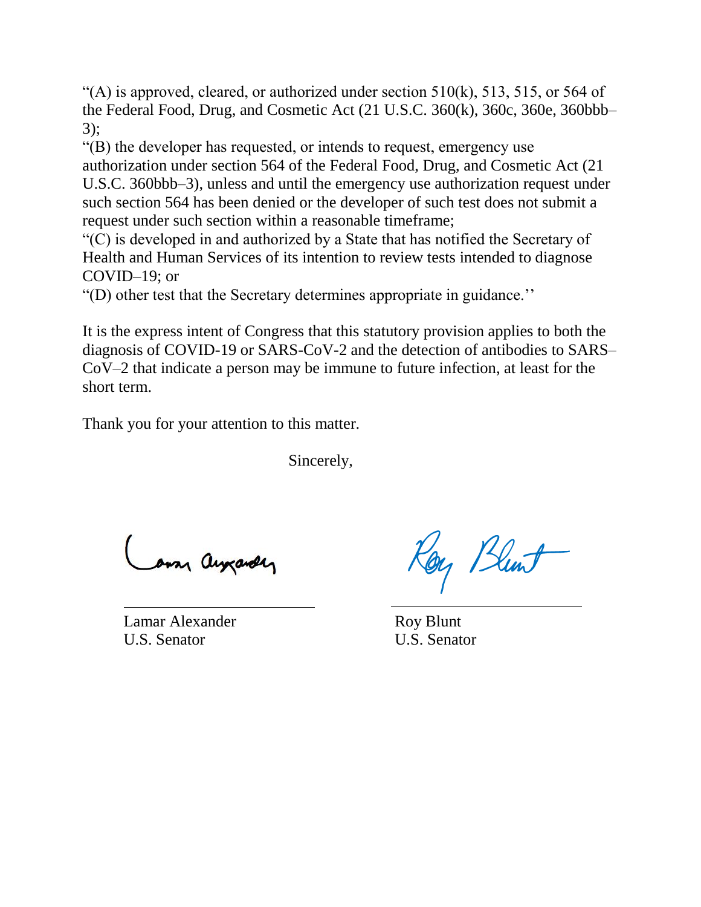"(A) is approved, cleared, or authorized under section 510(k), 513, 515, or 564 of the Federal Food, Drug, and Cosmetic Act (21 U.S.C. 360(k), 360c, 360e, 360bbb–3);

"(B) the developer has requested, or intends to request, emergency use authorization under section 564 of the Federal Food, Drug, and Cosmetic Act (21 U.S.C. 360bbb–3), unless and until the emergency use authorization request under such section 564 has been denied or the developer of such test does not submit a request under such section within a reasonable timeframe;

"(C) is developed in and authorized by a State that has notified the Secretary of Health and Human Services of its intention to review tests intended to diagnose COVID–19; or

"(D) other test that the Secretary determines appropriate in guidance.''

It is the express intent of Congress that this statutory provision applies to both the diagnosis of COVID-19 or SARS-CoV-2 and the detection of antibodies to SARS–CoV–2 that indicate a person may be immune to future infection, at least for the short term.

Thank you for your attention to this matter.

Sincerely,

Lamar Alexander
U.S. Senator

Roy Blunt
U.S. Senator